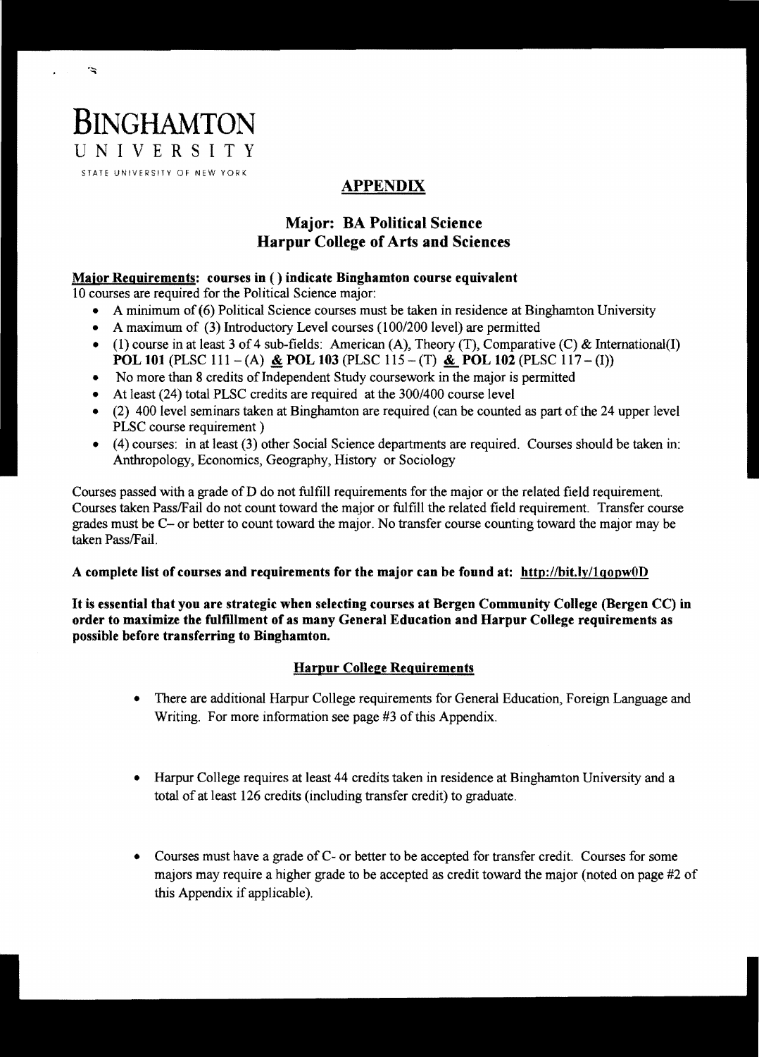# BINGHAMTON UNIVERSITY

STATE UNIVERSITY OF NEW YORK

## APPENDIX

## Major: BA Political Science
## Harpur College of Arts and Sciences

**Major Requirements: courses in ( ) indicate Binghamton course equivalent**

10 courses are required for the Political Science major:

- A minimum of (6) Political Science courses must be taken in residence at Binghamton University
- A maximum of (3) Introductory Level courses (100/200 level) are permitted
- (1) course in at least 3 of 4 sub-fields: American (A), Theory (T), Comparative (C) & International(I) **POL 101** (PLSC 111 – (A) **&** **POL 103** (PLSC 115 – (T) **&** **POL 102** (PLSC 117 – (I))
- No more than 8 credits of Independent Study coursework in the major is permitted
- At least (24) total PLSC credits are required at the 300/400 course level
- (2) 400 level seminars taken at Binghamton are required (can be counted as part of the 24 upper level PLSC course requirement )
- (4) courses: in at least (3) other Social Science departments are required. Courses should be taken in: Anthropology, Economics, Geography, History or Sociology

Courses passed with a grade of D do not fulfill requirements for the major or the related field requirement. Courses taken Pass/Fail do not count toward the major or fulfill the related field requirement. Transfer course grades must be C– or better to count toward the major. No transfer course counting toward the major may be taken Pass/Fail.

**A complete list of courses and requirements for the major can be found at: http://bit.ly/1qopw0D**

**It is essential that you are strategic when selecting courses at Bergen Community College (Bergen CC) in order to maximize the fulfillment of as many General Education and Harpur College requirements as possible before transferring to Binghamton.**

### Harpur College Requirements

- There are additional Harpur College requirements for General Education, Foreign Language and Writing. For more information see page #3 of this Appendix.
- Harpur College requires at least 44 credits taken in residence at Binghamton University and a total of at least 126 credits (including transfer credit) to graduate.
- Courses must have a grade of C- or better to be accepted for transfer credit. Courses for some majors may require a higher grade to be accepted as credit toward the major (noted on page #2 of this Appendix if applicable).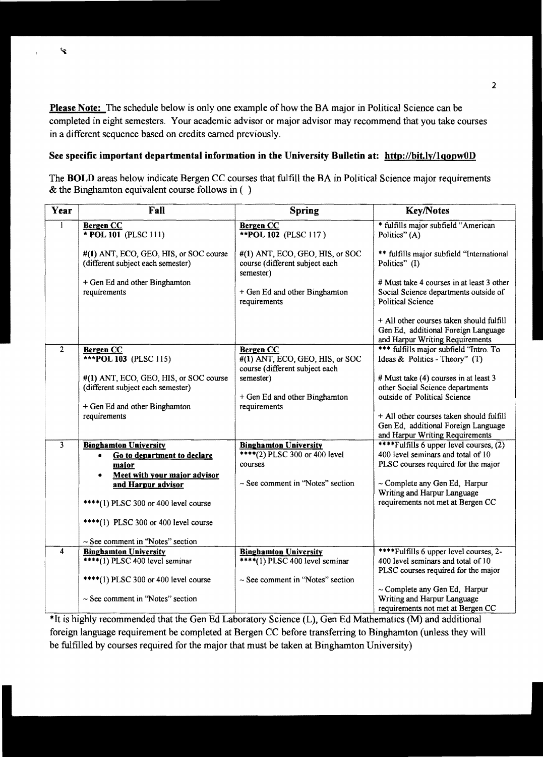**Please Note:** The schedule below is only one example of how the BA major in Political Science can be completed in eight semesters. Your academic advisor or major advisor may recommend that you take courses in a different sequence based on credits earned previously.

**See specific important departmental information in the University Bulletin at: http://bit.ly/1qopw0D**

The **BOLD** areas below indicate Bergen CC courses that fulfill the BA in Political Science major requirements & the Binghamton equivalent course follows in ( )

| Year | Fall | Spring | Key/Notes |
|---|---|---|---|
| 1 | **Bergen CC**<br>**\* POL 101** (PLSC 111)<br><br>**#(1)** ANT, ECO, GEO, HIS, or SOC course (different subject each semester)<br><br>+ Gen Ed and other Binghamton requirements | **Bergen CC**<br>**\*\*POL 102** (PLSC 117)<br><br>**#(1)** ANT, ECO, GEO, HIS, or SOC course (different subject each semester)<br><br>+ Gen Ed and other Binghamton requirements | \* fulfills major subfield "American Politics" (A)<br><br>\*\* fulfills major subfield "International Politics" (I)<br><br># Must take 4 courses in at least 3 other Social Science departments outside of Political Science<br><br>+ All other courses taken should fulfill Gen Ed, additional Foreign Language and Harpur Writing Requirements |
| 2 | **Bergen CC**<br>**\*\*\*POL 103** (PLSC 115)<br><br>**#(1)** ANT, ECO, GEO, HIS, or SOC course (different subject each semester)<br><br>+ Gen Ed and other Binghamton requirements | **Bergen CC**<br>#(1) ANT, ECO, GEO, HIS, or SOC course (different subject each semester)<br><br>+ Gen Ed and other Binghamton requirements | \*\*\* fulfills major subfield "Intro. To Ideas & Politics - Theory" (T)<br><br># Must take (4) courses in at least 3 other Social Science departments outside of Political Science<br><br>+ All other courses taken should fulfill Gen Ed, additional Foreign Language and Harpur Writing Requirements |
| 3 | **Binghamton University**<br>• **Go to department to declare major**<br>• **Meet with your major advisor and Harpur advisor**<br><br>\*\*\*\*(1) PLSC 300 or 400 level course<br><br>\*\*\*\*(1) PLSC 300 or 400 level course<br><br>~ See comment in "Notes" section | **Binghamton University**<br>\*\*\*\*(2) PLSC 300 or 400 level courses<br><br>~ See comment in "Notes" section | \*\*\*\*Fulfills 6 upper level courses, (2) 400 level seminars and total of 10 PLSC courses required for the major<br><br>~ Complete any Gen Ed, Harpur Writing and Harpur Language requirements not met at Bergen CC |
| 4 | **Binghamton University**<br>\*\*\*\*(1) PLSC 400 level seminar<br><br>\*\*\*\*(1) PLSC 300 or 400 level course<br><br>~ See comment in "Notes" section | **Binghamton University**<br>\*\*\*\*(1) PLSC 400 level seminar<br><br>~ See comment in "Notes" section | \*\*\*\*Fulfills 6 upper level courses, 2-400 level seminars and total of 10 PLSC courses required for the major<br><br>~ Complete any Gen Ed, Harpur Writing and Harpur Language requirements not met at Bergen CC |

*It is highly recommended that the Gen Ed Laboratory Science (L), Gen Ed Mathematics (M) and additional foreign language requirement be completed at Bergen CC before transferring to Binghamton (unless they will be fulfilled by courses required for the major that must be taken at Binghamton University)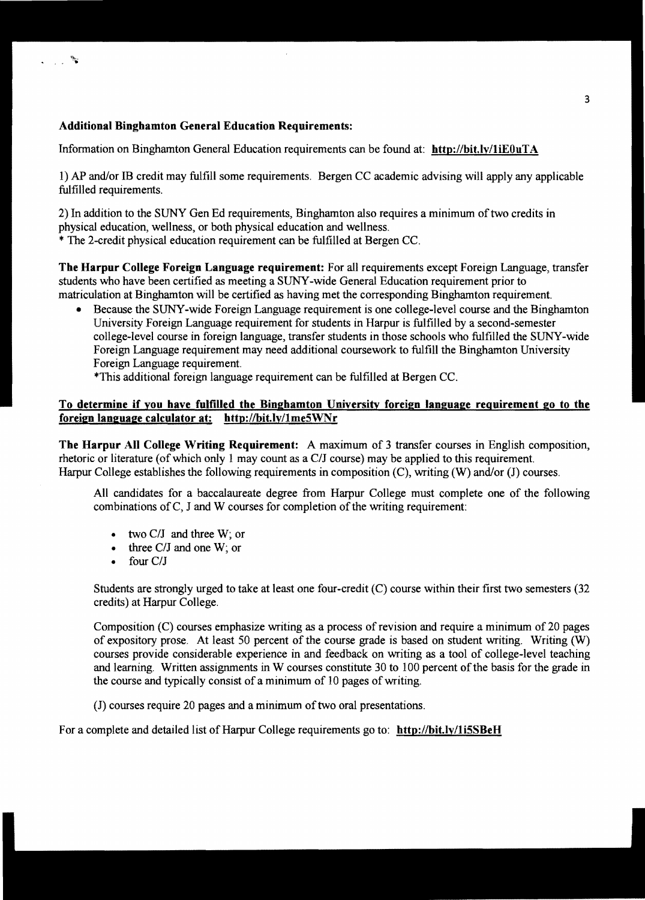**Additional Binghamton General Education Requirements:**

Information on Binghamton General Education requirements can be found at: **http://bit.ly/1iE0uTA**

1) AP and/or IB credit may fulfill some requirements. Bergen CC academic advising will apply any applicable fulfilled requirements.

2) In addition to the SUNY Gen Ed requirements, Binghamton also requires a minimum of two credits in physical education, wellness, or both physical education and wellness.
* The 2-credit physical education requirement can be fulfilled at Bergen CC.

**The Harpur College Foreign Language requirement:** For all requirements except Foreign Language, transfer students who have been certified as meeting a SUNY-wide General Education requirement prior to matriculation at Binghamton will be certified as having met the corresponding Binghamton requirement.

- Because the SUNY-wide Foreign Language requirement is one college-level course and the Binghamton University Foreign Language requirement for students in Harpur is fulfilled by a second-semester college-level course in foreign language, transfer students in those schools who fulfilled the SUNY-wide Foreign Language requirement may need additional coursework to fulfill the Binghamton University Foreign Language requirement.

  *This additional foreign language requirement can be fulfilled at Bergen CC.

**To determine if you have fulfilled the Binghamton University foreign language requirement go to the foreign language calculator at: http://bit.ly/1me5WNr**

**The Harpur All College Writing Requirement:** A maximum of 3 transfer courses in English composition, rhetoric or literature (of which only 1 may count as a C/J course) may be applied to this requirement. Harpur College establishes the following requirements in composition (C), writing (W) and/or (J) courses.

All candidates for a baccalaureate degree from Harpur College must complete one of the following combinations of C, J and W courses for completion of the writing requirement:

- two C/J and three W; or
- three C/J and one W; or
- four C/J

Students are strongly urged to take at least one four-credit (C) course within their first two semesters (32 credits) at Harpur College.

Composition (C) courses emphasize writing as a process of revision and require a minimum of 20 pages of expository prose. At least 50 percent of the course grade is based on student writing. Writing (W) courses provide considerable experience in and feedback on writing as a tool of college-level teaching and learning. Written assignments in W courses constitute 30 to 100 percent of the basis for the grade in the course and typically consist of a minimum of 10 pages of writing.

(J) courses require 20 pages and a minimum of two oral presentations.

For a complete and detailed list of Harpur College requirements go to: **http://bit.ly/1i5SBeH**